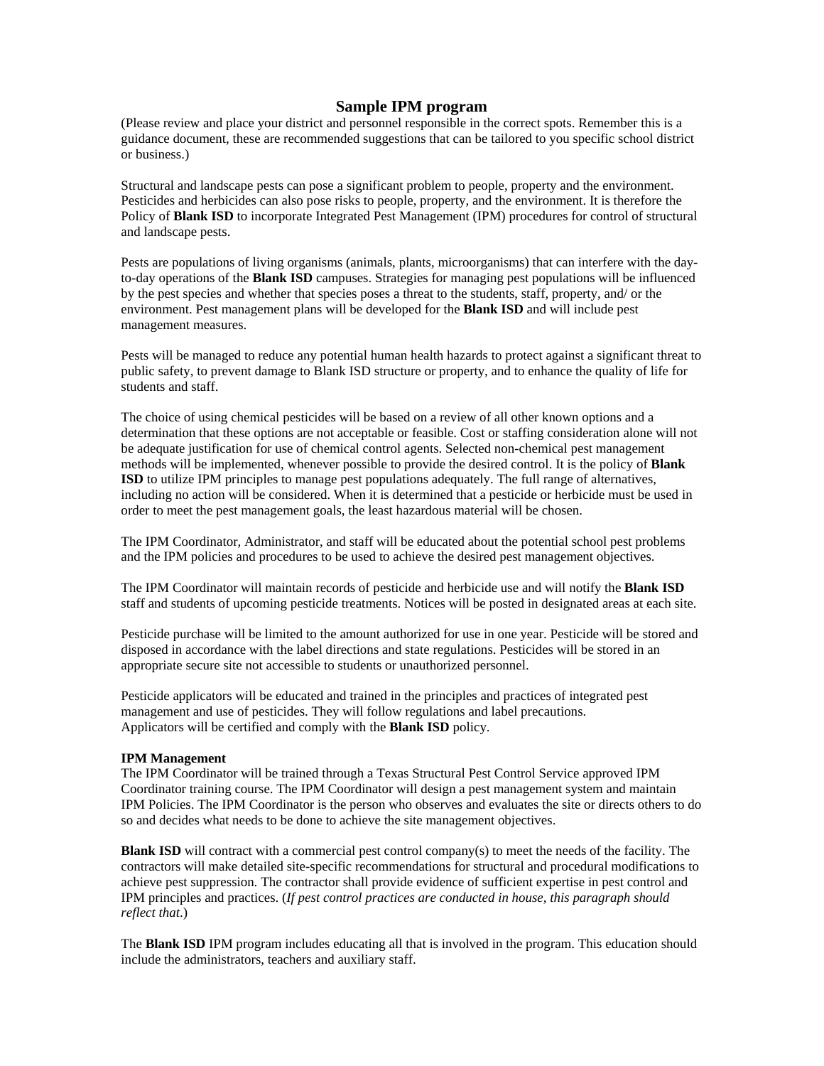# Sample IPM program

(Please review and place your district and personnel responsible in the correct spots. Remember this is a guidance document, these are recommended suggestions that can be tailored to you specific school district or business.)

Structural and landscape pests can pose a significant problem to people, property and the environment. Pesticides and herbicides can also pose risks to people, property, and the environment. It is therefore the Policy of **Blank ISD** to incorporate Integrated Pest Management (IPM) procedures for control of structural and landscape pests.

Pests are populations of living organisms (animals, plants, microorganisms) that can interfere with the day-to-day operations of the **Blank ISD** campuses. Strategies for managing pest populations will be influenced by the pest species and whether that species poses a threat to the students, staff, property, and/ or the environment. Pest management plans will be developed for the **Blank ISD** and will include pest management measures.

Pests will be managed to reduce any potential human health hazards to protect against a significant threat to public safety, to prevent damage to Blank ISD structure or property, and to enhance the quality of life for students and staff.

The choice of using chemical pesticides will be based on a review of all other known options and a determination that these options are not acceptable or feasible. Cost or staffing consideration alone will not be adequate justification for use of chemical control agents. Selected non-chemical pest management methods will be implemented, whenever possible to provide the desired control. It is the policy of **Blank ISD** to utilize IPM principles to manage pest populations adequately. The full range of alternatives, including no action will be considered. When it is determined that a pesticide or herbicide must be used in order to meet the pest management goals, the least hazardous material will be chosen.

The IPM Coordinator, Administrator, and staff will be educated about the potential school pest problems and the IPM policies and procedures to be used to achieve the desired pest management objectives.

The IPM Coordinator will maintain records of pesticide and herbicide use and will notify the **Blank ISD** staff and students of upcoming pesticide treatments. Notices will be posted in designated areas at each site.

Pesticide purchase will be limited to the amount authorized for use in one year. Pesticide will be stored and disposed in accordance with the label directions and state regulations. Pesticides will be stored in an appropriate secure site not accessible to students or unauthorized personnel.

Pesticide applicators will be educated and trained in the principles and practices of integrated pest management and use of pesticides. They will follow regulations and label precautions.
Applicators will be certified and comply with the **Blank ISD** policy.

**IPM Management**

The IPM Coordinator will be trained through a Texas Structural Pest Control Service approved IPM Coordinator training course. The IPM Coordinator will design a pest management system and maintain IPM Policies. The IPM Coordinator is the person who observes and evaluates the site or directs others to do so and decides what needs to be done to achieve the site management objectives.

**Blank ISD** will contract with a commercial pest control company(s) to meet the needs of the facility. The contractors will make detailed site-specific recommendations for structural and procedural modifications to achieve pest suppression. The contractor shall provide evidence of sufficient expertise in pest control and IPM principles and practices. (*If pest control practices are conducted in house, this paragraph should reflect that*.)

The **Blank ISD** IPM program includes educating all that is involved in the program. This education should include the administrators, teachers and auxiliary staff.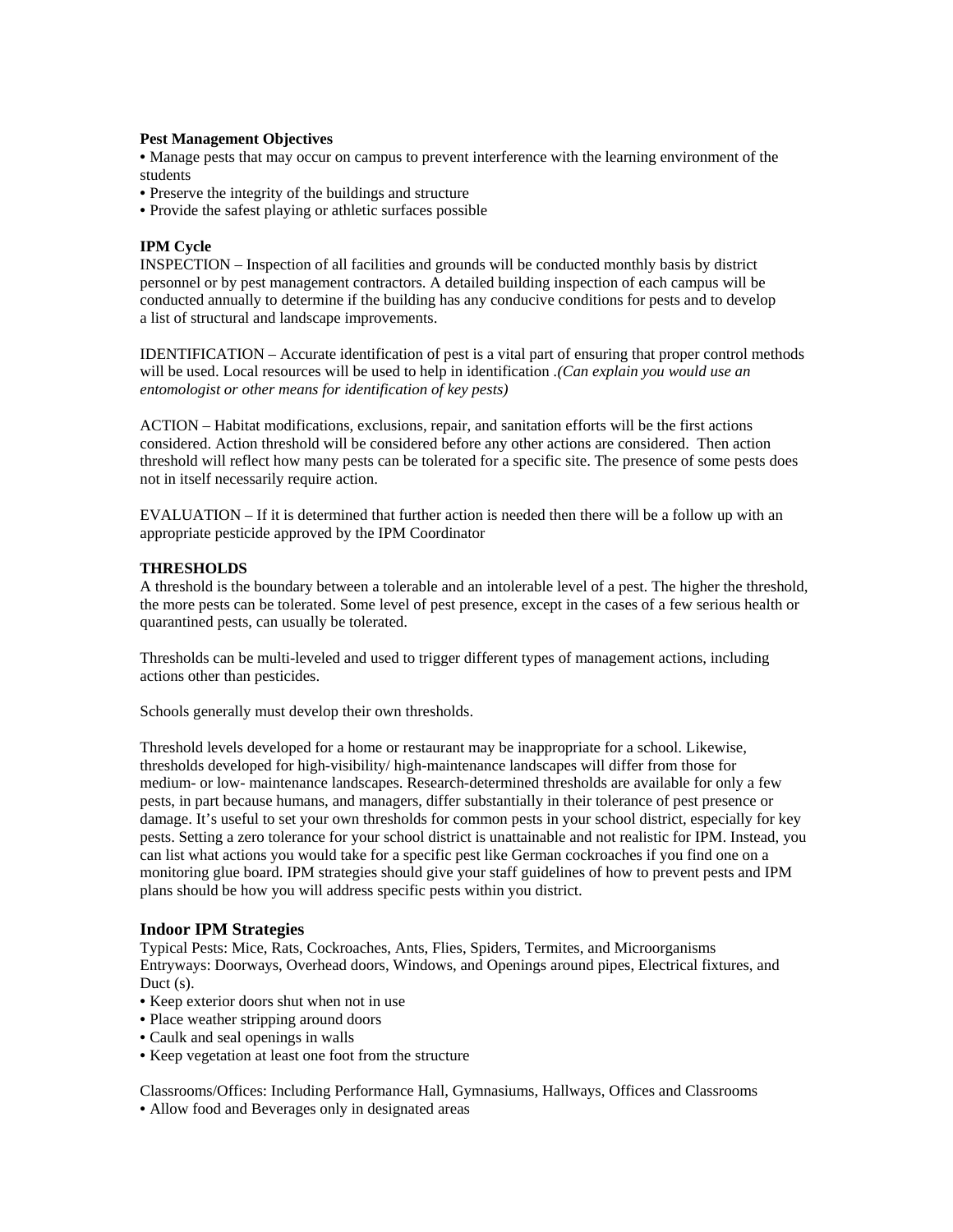**Pest Management Objectives**

- Manage pests that may occur on campus to prevent interference with the learning environment of the students
- Preserve the integrity of the buildings and structure
- Provide the safest playing or athletic surfaces possible

**IPM Cycle**

INSPECTION – Inspection of all facilities and grounds will be conducted monthly basis by district personnel or by pest management contractors. A detailed building inspection of each campus will be conducted annually to determine if the building has any conducive conditions for pests and to develop a list of structural and landscape improvements.

IDENTIFICATION – Accurate identification of pest is a vital part of ensuring that proper control methods will be used. Local resources will be used to help in identification *.(Can explain you would use an entomologist or other means for identification of key pests)*

ACTION – Habitat modifications, exclusions, repair, and sanitation efforts will be the first actions considered. Action threshold will be considered before any other actions are considered. Then action threshold will reflect how many pests can be tolerated for a specific site. The presence of some pests does not in itself necessarily require action.

EVALUATION – If it is determined that further action is needed then there will be a follow up with an appropriate pesticide approved by the IPM Coordinator

**THRESHOLDS**

A threshold is the boundary between a tolerable and an intolerable level of a pest. The higher the threshold, the more pests can be tolerated. Some level of pest presence, except in the cases of a few serious health or quarantined pests, can usually be tolerated.

Thresholds can be multi-leveled and used to trigger different types of management actions, including actions other than pesticides.

Schools generally must develop their own thresholds.

Threshold levels developed for a home or restaurant may be inappropriate for a school. Likewise, thresholds developed for high-visibility/ high-maintenance landscapes will differ from those for medium- or low- maintenance landscapes. Research-determined thresholds are available for only a few pests, in part because humans, and managers, differ substantially in their tolerance of pest presence or damage. It's useful to set your own thresholds for common pests in your school district, especially for key pests. Setting a zero tolerance for your school district is unattainable and not realistic for IPM. Instead, you can list what actions you would take for a specific pest like German cockroaches if you find one on a monitoring glue board. IPM strategies should give your staff guidelines of how to prevent pests and IPM plans should be how you will address specific pests within you district.

### Indoor IPM Strategies

Typical Pests: Mice, Rats, Cockroaches, Ants, Flies, Spiders, Termites, and Microorganisms
Entryways: Doorways, Overhead doors, Windows, and Openings around pipes, Electrical fixtures, and Duct (s).

- Keep exterior doors shut when not in use
- Place weather stripping around doors
- Caulk and seal openings in walls
- Keep vegetation at least one foot from the structure

Classrooms/Offices: Including Performance Hall, Gymnasiums, Hallways, Offices and Classrooms

- Allow food and Beverages only in designated areas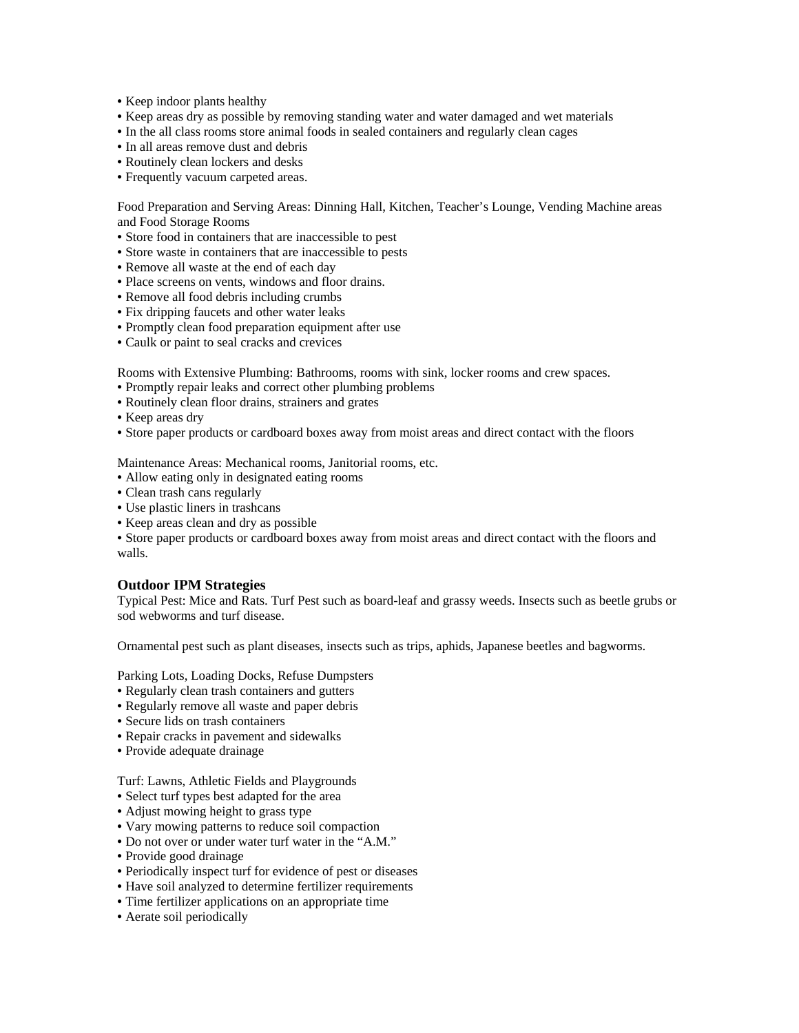- Keep indoor plants healthy
- Keep areas dry as possible by removing standing water and water damaged and wet materials
- In the all class rooms store animal foods in sealed containers and regularly clean cages
- In all areas remove dust and debris
- Routinely clean lockers and desks
- Frequently vacuum carpeted areas.

Food Preparation and Serving Areas: Dinning Hall, Kitchen, Teacher's Lounge, Vending Machine areas and Food Storage Rooms

- Store food in containers that are inaccessible to pest
- Store waste in containers that are inaccessible to pests
- Remove all waste at the end of each day
- Place screens on vents, windows and floor drains.
- Remove all food debris including crumbs
- Fix dripping faucets and other water leaks
- Promptly clean food preparation equipment after use
- Caulk or paint to seal cracks and crevices

Rooms with Extensive Plumbing: Bathrooms, rooms with sink, locker rooms and crew spaces.

- Promptly repair leaks and correct other plumbing problems
- Routinely clean floor drains, strainers and grates
- Keep areas dry
- Store paper products or cardboard boxes away from moist areas and direct contact with the floors

Maintenance Areas: Mechanical rooms, Janitorial rooms, etc.

- Allow eating only in designated eating rooms
- Clean trash cans regularly
- Use plastic liners in trashcans
- Keep areas clean and dry as possible
- Store paper products or cardboard boxes away from moist areas and direct contact with the floors and walls.

### Outdoor IPM Strategies

Typical Pest: Mice and Rats. Turf Pest such as board-leaf and grassy weeds. Insects such as beetle grubs or sod webworms and turf disease.

Ornamental pest such as plant diseases, insects such as trips, aphids, Japanese beetles and bagworms.

Parking Lots, Loading Docks, Refuse Dumpsters

- Regularly clean trash containers and gutters
- Regularly remove all waste and paper debris
- Secure lids on trash containers
- Repair cracks in pavement and sidewalks
- Provide adequate drainage

Turf: Lawns, Athletic Fields and Playgrounds

- Select turf types best adapted for the area
- Adjust mowing height to grass type
- Vary mowing patterns to reduce soil compaction
- Do not over or under water turf water in the "A.M."
- Provide good drainage
- Periodically inspect turf for evidence of pest or diseases
- Have soil analyzed to determine fertilizer requirements
- Time fertilizer applications on an appropriate time
- Aerate soil periodically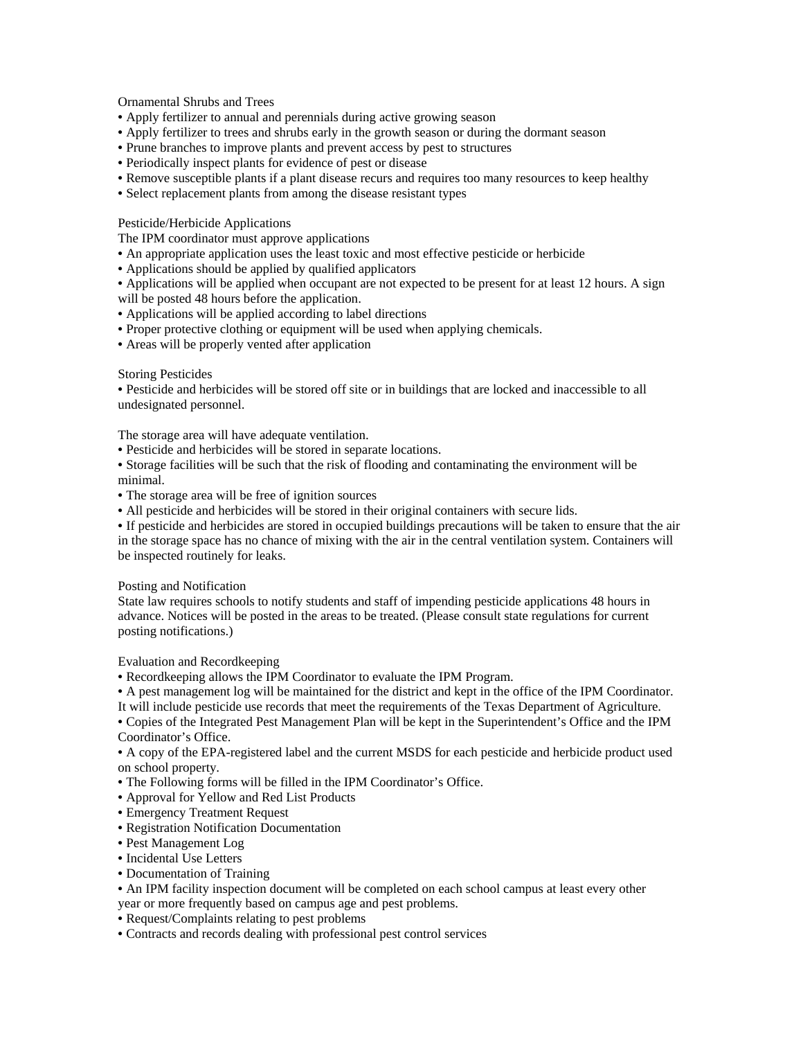Ornamental Shrubs and Trees

- Apply fertilizer to annual and perennials during active growing season
- Apply fertilizer to trees and shrubs early in the growth season or during the dormant season
- Prune branches to improve plants and prevent access by pest to structures
- Periodically inspect plants for evidence of pest or disease
- Remove susceptible plants if a plant disease recurs and requires too many resources to keep healthy
- Select replacement plants from among the disease resistant types

Pesticide/Herbicide Applications

The IPM coordinator must approve applications

- An appropriate application uses the least toxic and most effective pesticide or herbicide
- Applications should be applied by qualified applicators
- Applications will be applied when occupant are not expected to be present for at least 12 hours. A sign will be posted 48 hours before the application.
- Applications will be applied according to label directions
- Proper protective clothing or equipment will be used when applying chemicals.
- Areas will be properly vented after application

Storing Pesticides

- Pesticide and herbicides will be stored off site or in buildings that are locked and inaccessible to all undesignated personnel.

The storage area will have adequate ventilation.

- Pesticide and herbicides will be stored in separate locations.
- Storage facilities will be such that the risk of flooding and contaminating the environment will be minimal.
- The storage area will be free of ignition sources
- All pesticide and herbicides will be stored in their original containers with secure lids.
- If pesticide and herbicides are stored in occupied buildings precautions will be taken to ensure that the air in the storage space has no chance of mixing with the air in the central ventilation system. Containers will be inspected routinely for leaks.

Posting and Notification

State law requires schools to notify students and staff of impending pesticide applications 48 hours in advance. Notices will be posted in the areas to be treated. (Please consult state regulations for current posting notifications.)

Evaluation and Recordkeeping

- Recordkeeping allows the IPM Coordinator to evaluate the IPM Program.
- A pest management log will be maintained for the district and kept in the office of the IPM Coordinator. It will include pesticide use records that meet the requirements of the Texas Department of Agriculture.
- Copies of the Integrated Pest Management Plan will be kept in the Superintendent's Office and the IPM Coordinator's Office.
- A copy of the EPA-registered label and the current MSDS for each pesticide and herbicide product used on school property.
- The Following forms will be filled in the IPM Coordinator's Office.
- Approval for Yellow and Red List Products
- Emergency Treatment Request
- Registration Notification Documentation
- Pest Management Log
- Incidental Use Letters
- Documentation of Training
- An IPM facility inspection document will be completed on each school campus at least every other year or more frequently based on campus age and pest problems.
- Request/Complaints relating to pest problems
- Contracts and records dealing with professional pest control services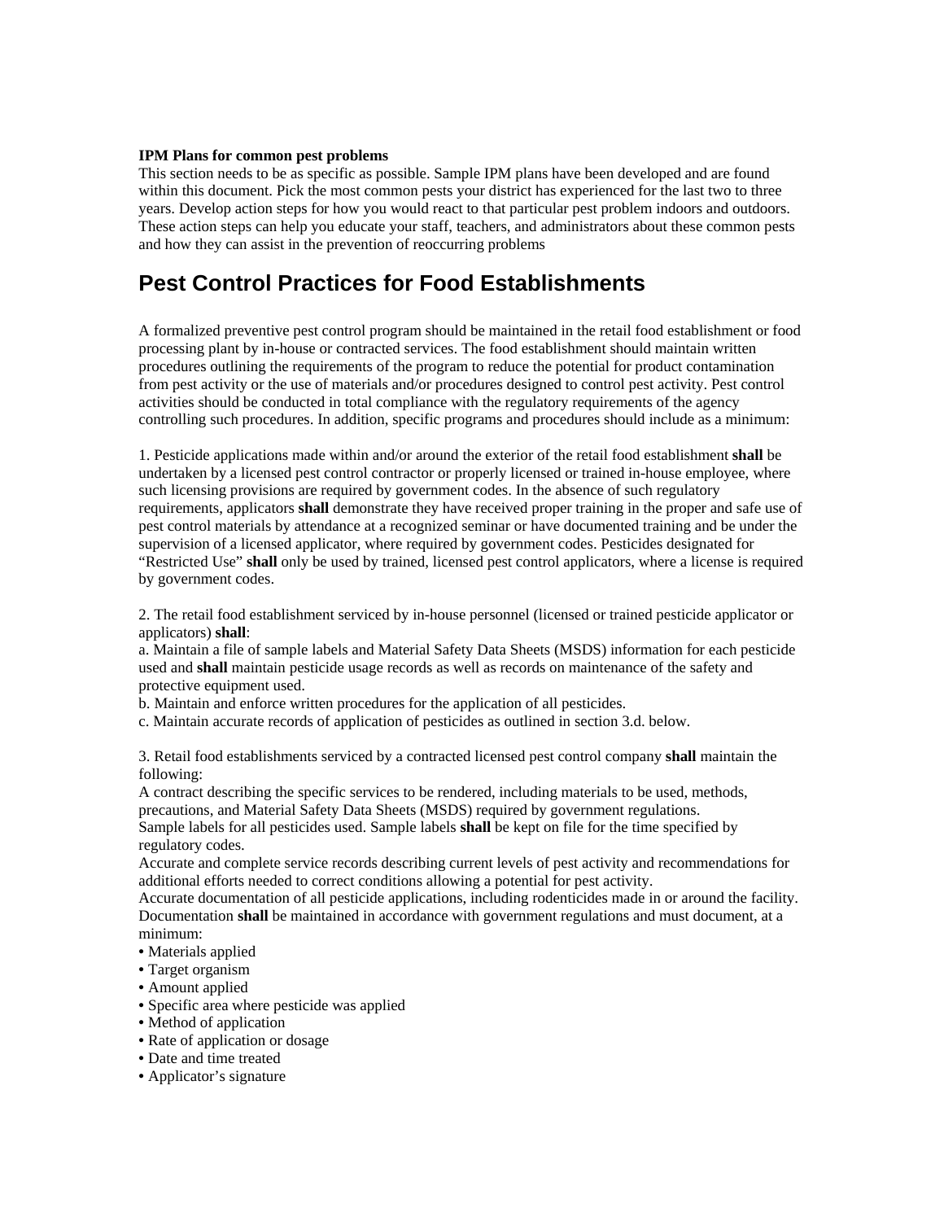**IPM Plans for common pest problems**
This section needs to be as specific as possible. Sample IPM plans have been developed and are found within this document. Pick the most common pests your district has experienced for the last two to three years. Develop action steps for how you would react to that particular pest problem indoors and outdoors. These action steps can help you educate your staff, teachers, and administrators about these common pests and how they can assist in the prevention of reoccurring problems

# Pest Control Practices for Food Establishments

A formalized preventive pest control program should be maintained in the retail food establishment or food processing plant by in-house or contracted services. The food establishment should maintain written procedures outlining the requirements of the program to reduce the potential for product contamination from pest activity or the use of materials and/or procedures designed to control pest activity. Pest control activities should be conducted in total compliance with the regulatory requirements of the agency controlling such procedures. In addition, specific programs and procedures should include as a minimum:

1. Pesticide applications made within and/or around the exterior of the retail food establishment **shall** be undertaken by a licensed pest control contractor or properly licensed or trained in-house employee, where such licensing provisions are required by government codes. In the absence of such regulatory requirements, applicators **shall** demonstrate they have received proper training in the proper and safe use of pest control materials by attendance at a recognized seminar or have documented training and be under the supervision of a licensed applicator, where required by government codes. Pesticides designated for "Restricted Use" **shall** only be used by trained, licensed pest control applicators, where a license is required by government codes.

2. The retail food establishment serviced by in-house personnel (licensed or trained pesticide applicator or applicators) **shall**:
a. Maintain a file of sample labels and Material Safety Data Sheets (MSDS) information for each pesticide used and **shall** maintain pesticide usage records as well as records on maintenance of the safety and protective equipment used.
b. Maintain and enforce written procedures for the application of all pesticides.
c. Maintain accurate records of application of pesticides as outlined in section 3.d. below.

3. Retail food establishments serviced by a contracted licensed pest control company **shall** maintain the following:
A contract describing the specific services to be rendered, including materials to be used, methods, precautions, and Material Safety Data Sheets (MSDS) required by government regulations.
Sample labels for all pesticides used. Sample labels **shall** be kept on file for the time specified by regulatory codes.
Accurate and complete service records describing current levels of pest activity and recommendations for additional efforts needed to correct conditions allowing a potential for pest activity.
Accurate documentation of all pesticide applications, including rodenticides made in or around the facility. Documentation **shall** be maintained in accordance with government regulations and must document, at a minimum:

- Materials applied
- Target organism
- Amount applied
- Specific area where pesticide was applied
- Method of application
- Rate of application or dosage
- Date and time treated
- Applicator's signature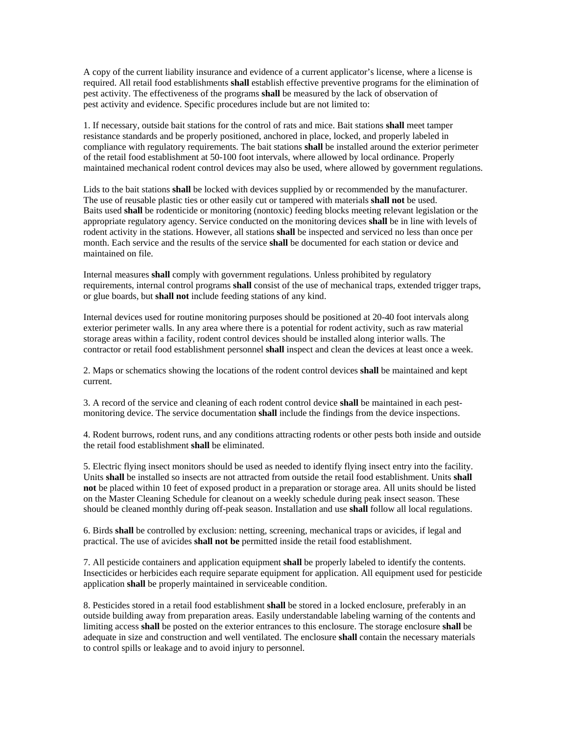A copy of the current liability insurance and evidence of a current applicator's license, where a license is required. All retail food establishments **shall** establish effective preventive programs for the elimination of pest activity. The effectiveness of the programs **shall** be measured by the lack of observation of pest activity and evidence. Specific procedures include but are not limited to:

1. If necessary, outside bait stations for the control of rats and mice. Bait stations **shall** meet tamper resistance standards and be properly positioned, anchored in place, locked, and properly labeled in compliance with regulatory requirements. The bait stations **shall** be installed around the exterior perimeter of the retail food establishment at 50-100 foot intervals, where allowed by local ordinance. Properly maintained mechanical rodent control devices may also be used, where allowed by government regulations.

Lids to the bait stations **shall** be locked with devices supplied by or recommended by the manufacturer. The use of reusable plastic ties or other easily cut or tampered with materials **shall not** be used. Baits used **shall** be rodenticide or monitoring (nontoxic) feeding blocks meeting relevant legislation or the appropriate regulatory agency. Service conducted on the monitoring devices **shall** be in line with levels of rodent activity in the stations. However, all stations **shall** be inspected and serviced no less than once per month. Each service and the results of the service **shall** be documented for each station or device and maintained on file.

Internal measures **shall** comply with government regulations. Unless prohibited by regulatory requirements, internal control programs **shall** consist of the use of mechanical traps, extended trigger traps, or glue boards, but **shall not** include feeding stations of any kind.

Internal devices used for routine monitoring purposes should be positioned at 20-40 foot intervals along exterior perimeter walls. In any area where there is a potential for rodent activity, such as raw material storage areas within a facility, rodent control devices should be installed along interior walls. The contractor or retail food establishment personnel **shall** inspect and clean the devices at least once a week.

2. Maps or schematics showing the locations of the rodent control devices **shall** be maintained and kept current.

3. A record of the service and cleaning of each rodent control device **shall** be maintained in each pest-monitoring device. The service documentation **shall** include the findings from the device inspections.

4. Rodent burrows, rodent runs, and any conditions attracting rodents or other pests both inside and outside the retail food establishment **shall** be eliminated.

5. Electric flying insect monitors should be used as needed to identify flying insect entry into the facility. Units **shall** be installed so insects are not attracted from outside the retail food establishment. Units **shall not** be placed within 10 feet of exposed product in a preparation or storage area. All units should be listed on the Master Cleaning Schedule for cleanout on a weekly schedule during peak insect season. These should be cleaned monthly during off-peak season. Installation and use **shall** follow all local regulations.

6. Birds **shall** be controlled by exclusion: netting, screening, mechanical traps or avicides, if legal and practical. The use of avicides **shall not be** permitted inside the retail food establishment.

7. All pesticide containers and application equipment **shall** be properly labeled to identify the contents. Insecticides or herbicides each require separate equipment for application. All equipment used for pesticide application **shall** be properly maintained in serviceable condition.

8. Pesticides stored in a retail food establishment **shall** be stored in a locked enclosure, preferably in an outside building away from preparation areas. Easily understandable labeling warning of the contents and limiting access **shall** be posted on the exterior entrances to this enclosure. The storage enclosure **shall** be adequate in size and construction and well ventilated. The enclosure **shall** contain the necessary materials to control spills or leakage and to avoid injury to personnel.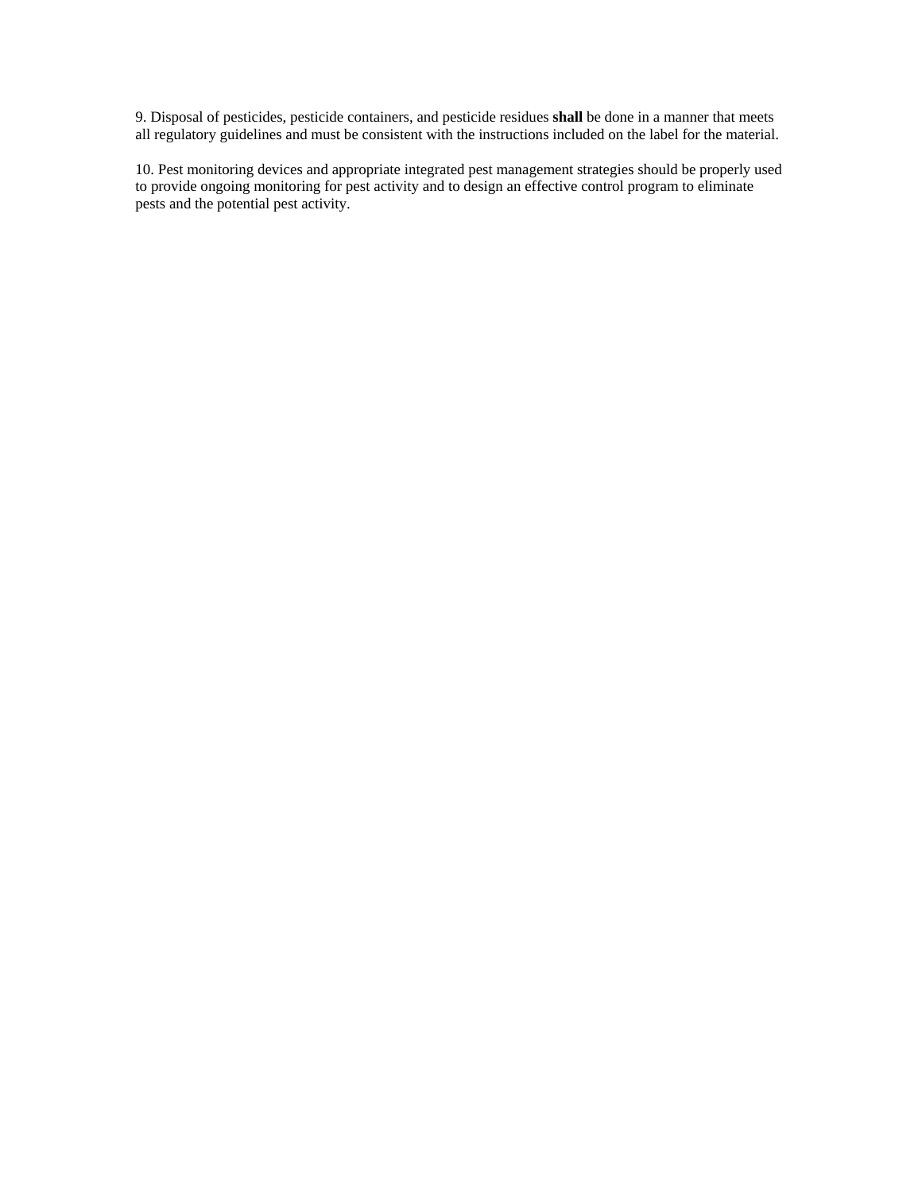9. Disposal of pesticides, pesticide containers, and pesticide residues **shall** be done in a manner that meets all regulatory guidelines and must be consistent with the instructions included on the label for the material.

10. Pest monitoring devices and appropriate integrated pest management strategies should be properly used to provide ongoing monitoring for pest activity and to design an effective control program to eliminate pests and the potential pest activity.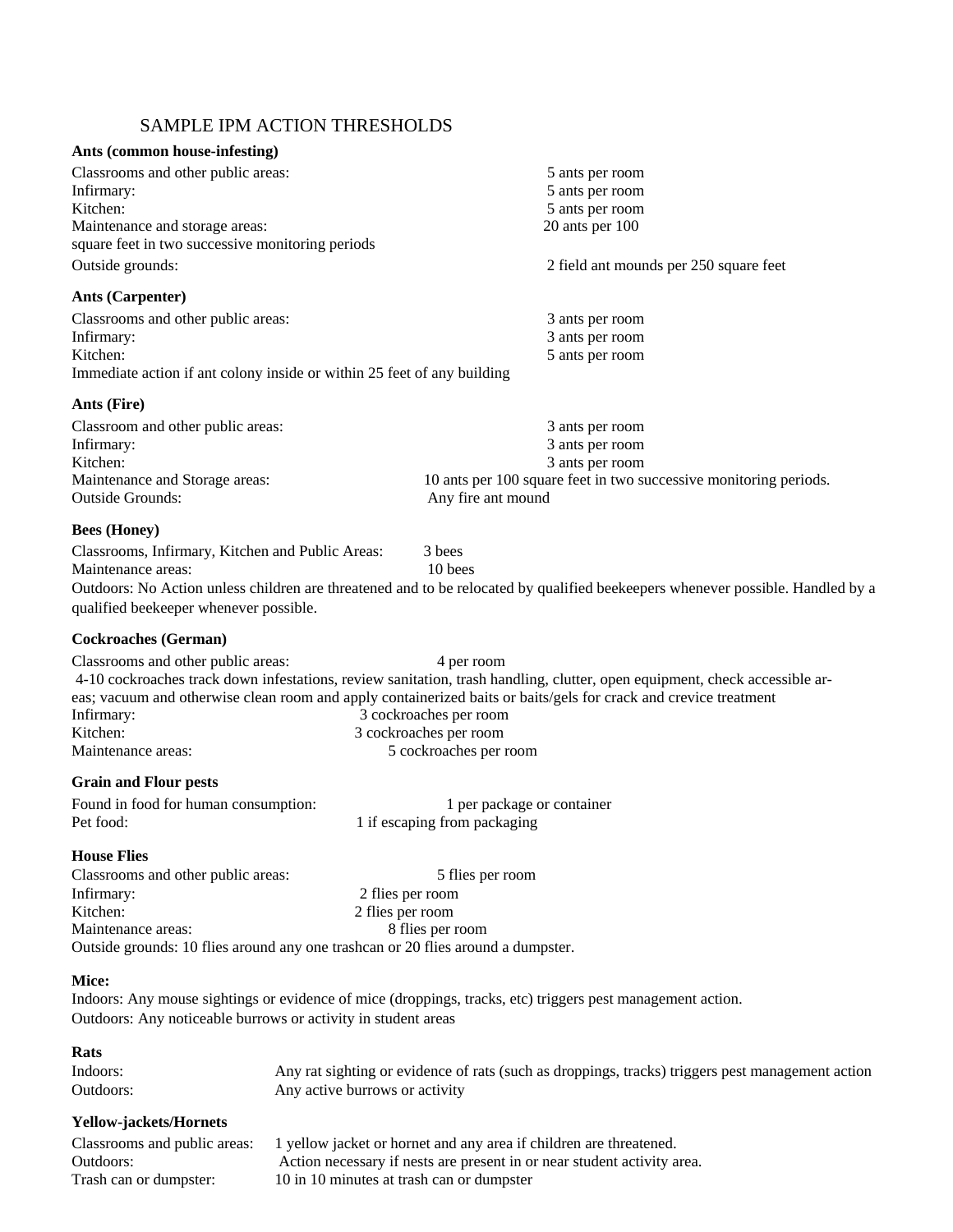# SAMPLE IPM ACTION THRESHOLDS

**Ants (common house-infesting)**

| | |
|---|---|
| Classrooms and other public areas: | 5 ants per room |
| Infirmary: | 5 ants per room |
| Kitchen: | 5 ants per room |
| Maintenance and storage areas: | 20 ants per 100 square feet in two successive monitoring periods |
| Outside grounds: | 2 field ant mounds per 250 square feet |

**Ants (Carpenter)**

| | |
|---|---|
| Classrooms and other public areas: | 3 ants per room |
| Infirmary: | 3 ants per room |
| Kitchen: | 5 ants per room |

Immediate action if ant colony inside or within 25 feet of any building

**Ants (Fire)**

| | |
|---|---|
| Classroom and other public areas: | 3 ants per room |
| Infirmary: | 3 ants per room |
| Kitchen: | 3 ants per room |
| Maintenance and Storage areas: | 10 ants per 100 square feet in two successive monitoring periods. |
| Outside Grounds: | Any fire ant mound |

**Bees (Honey)**

| | |
|---|---|
| Classrooms, Infirmary, Kitchen and Public Areas: | 3 bees |
| Maintenance areas: | 10 bees |

Outdoors: No Action unless children are threatened and to be relocated by qualified beekeepers whenever possible. Handled by a qualified beekeeper whenever possible.

**Cockroaches (German)**

Classrooms and other public areas: 4 per room

4-10 cockroaches track down infestations, review sanitation, trash handling, clutter, open equipment, check accessible areas; vacuum and otherwise clean room and apply containerized baits or baits/gels for crack and crevice treatment

| | |
|---|---|
| Infirmary: | 3 cockroaches per room |
| Kitchen: | 3 cockroaches per room |
| Maintenance areas: | 5 cockroaches per room |

**Grain and Flour pests**

| | |
|---|---|
| Found in food for human consumption: | 1 per package or container |
| Pet food: | 1 if escaping from packaging |

**House Flies**

| | |
|---|---|
| Classrooms and other public areas: | 5 flies per room |
| Infirmary: | 2 flies per room |
| Kitchen: | 2 flies per room |
| Maintenance areas: | 8 flies per room |

Outside grounds: 10 flies around any one trashcan or 20 flies around a dumpster.

**Mice:**

Indoors: Any mouse sightings or evidence of mice (droppings, tracks, etc) triggers pest management action.

Outdoors: Any noticeable burrows or activity in student areas

**Rats**

| | |
|---|---|
| Indoors: | Any rat sighting or evidence of rats (such as droppings, tracks) triggers pest management action |
| Outdoors: | Any active burrows or activity |

**Yellow-jackets/Hornets**

| | |
|---|---|
| Classrooms and public areas: | 1 yellow jacket or hornet and any area if children are threatened. |
| Outdoors: | Action necessary if nests are present in or near student activity area. |
| Trash can or dumpster: | 10 in 10 minutes at trash can or dumpster |